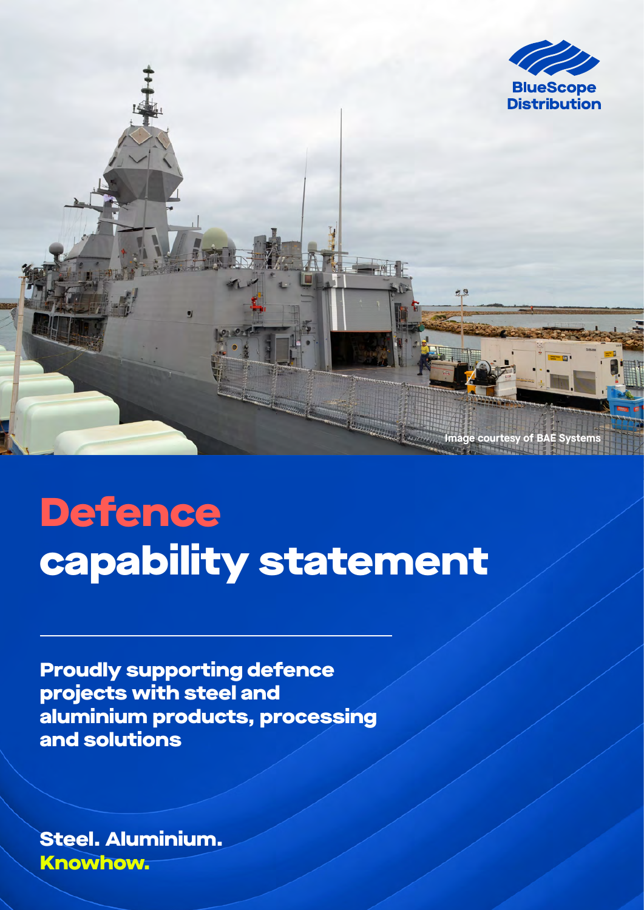Image courtesy of BAE Systems

BlueScope Distribution

# Defence capability statement

**Proudly supporting defence projects with steel and aluminium products, processing and solutions**

**Steel. Aluminium. Knowhow.**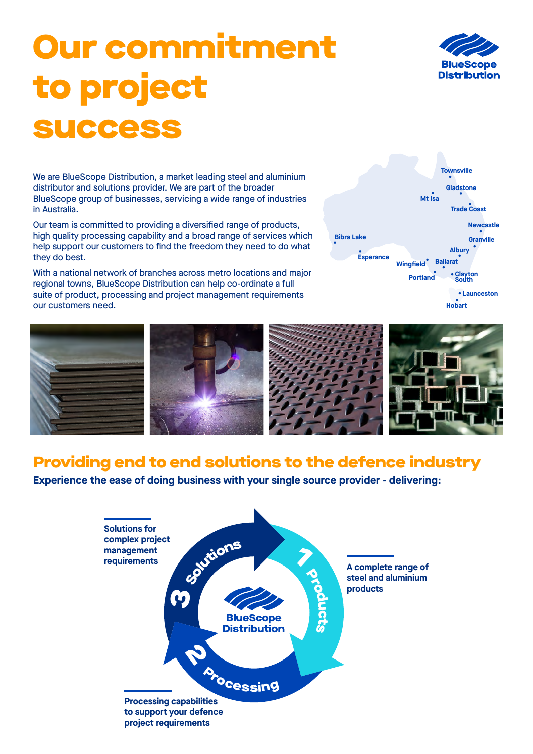# Our commitment to project success

We are BlueScope Distribution, a market leading steel and aluminium distributor and solutions provider. We are part of the broader BlueScope group of businesses, servicing a wide range of industries in Australia.

Our team is committed to providing a diversified range of products, high quality processing capability and a broad range of services which help support our customers to find the freedom they need to do what they do best.

With a national network of branches across metro locations and major regional towns, BlueScope Distribution can help co-ordinate a full suite of product, processing and project management requirements our customers need.

Townsville, Gladstone, Mt Isa, Trade Coast, Newcastle, Granville, Bibra Lake, Albury, Esperance, Wingfield, Ballarat, Portland, Clayton South, Launceston, Hobart

## Providing end to end solutions to the defence industry

**Experience the ease of doing business with your single source provider - delivering:**

1. **Products** – A complete range of steel and aluminium products
2. **Processing** – Processing capabilities to support your defence project requirements
3. **Solutions** – Solutions for complex project management requirements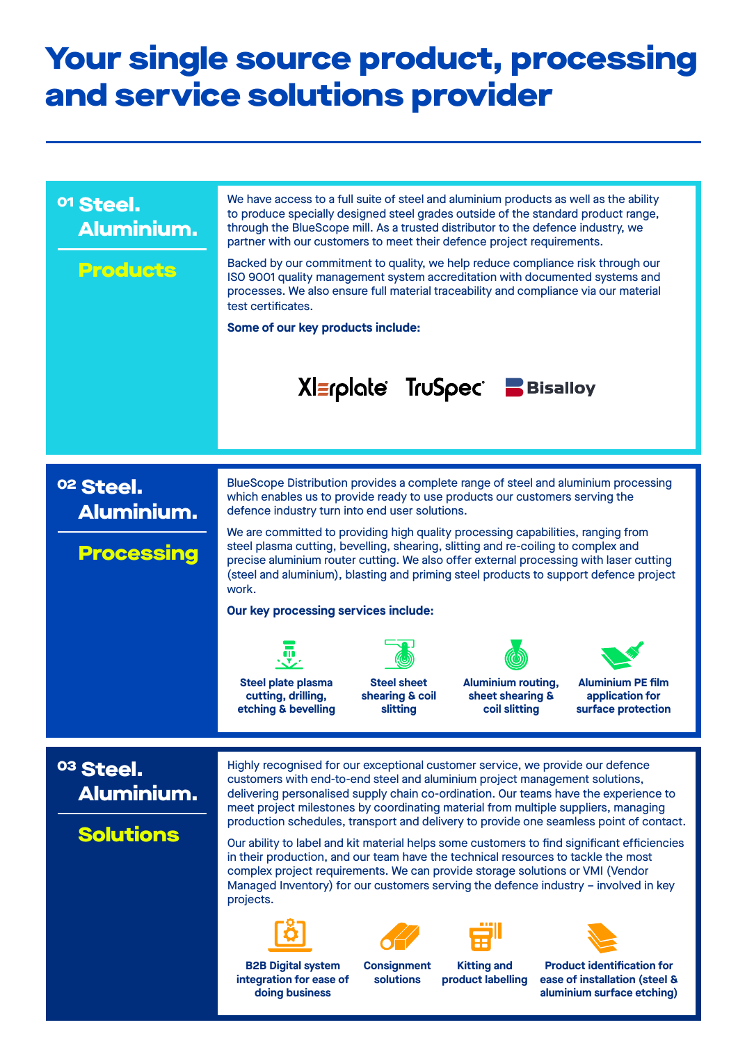# Your single source product, processing and service solutions provider

## 01 Steel. Aluminium. Products

We have access to a full suite of steel and aluminium products as well as the ability to produce specially designed steel grades outside of the standard product range, through the BlueScope mill. As a trusted distributor to the defence industry, we partner with our customers to meet their defence project requirements.

Backed by our commitment to quality, we help reduce compliance risk through our ISO 9001 quality management system accreditation with documented systems and processes. We also ensure full material traceability and compliance via our material test certificates.

**Some of our key products include:**

XLerplate TruSpec Bisalloy

## 02 Steel. Aluminium. Processing

BlueScope Distribution provides a complete range of steel and aluminium processing which enables us to provide ready to use products our customers serving the defence industry turn into end user solutions.

We are committed to providing high quality processing capabilities, ranging from steel plasma cutting, bevelling, shearing, slitting and re-coiling to complex and precise aluminium router cutting. We also offer external processing with laser cutting (steel and aluminium), blasting and priming steel products to support defence project work.

**Our key processing services include:**

- **Steel plate plasma cutting, drilling, etching & bevelling**
- **Steel sheet shearing & coil slitting**
- **Aluminium routing, sheet shearing & coil slitting**
- **Aluminium PE film application for surface protection**

## 03 Steel. Aluminium. Solutions

Highly recognised for our exceptional customer service, we provide our defence customers with end-to-end steel and aluminium project management solutions, delivering personalised supply chain co-ordination. Our teams have the experience to meet project milestones by coordinating material from multiple suppliers, managing production schedules, transport and delivery to provide one seamless point of contact.

Our ability to label and kit material helps some customers to find significant efficiencies in their production, and our team have the technical resources to tackle the most complex project requirements. We can provide storage solutions or VMI (Vendor Managed Inventory) for our customers serving the defence industry – involved in key projects.

- **B2B Digital system integration for ease of doing business**
- **Consignment solutions**
- **Kitting and product labelling**
- **Product identification for ease of installation (steel & aluminium surface etching)**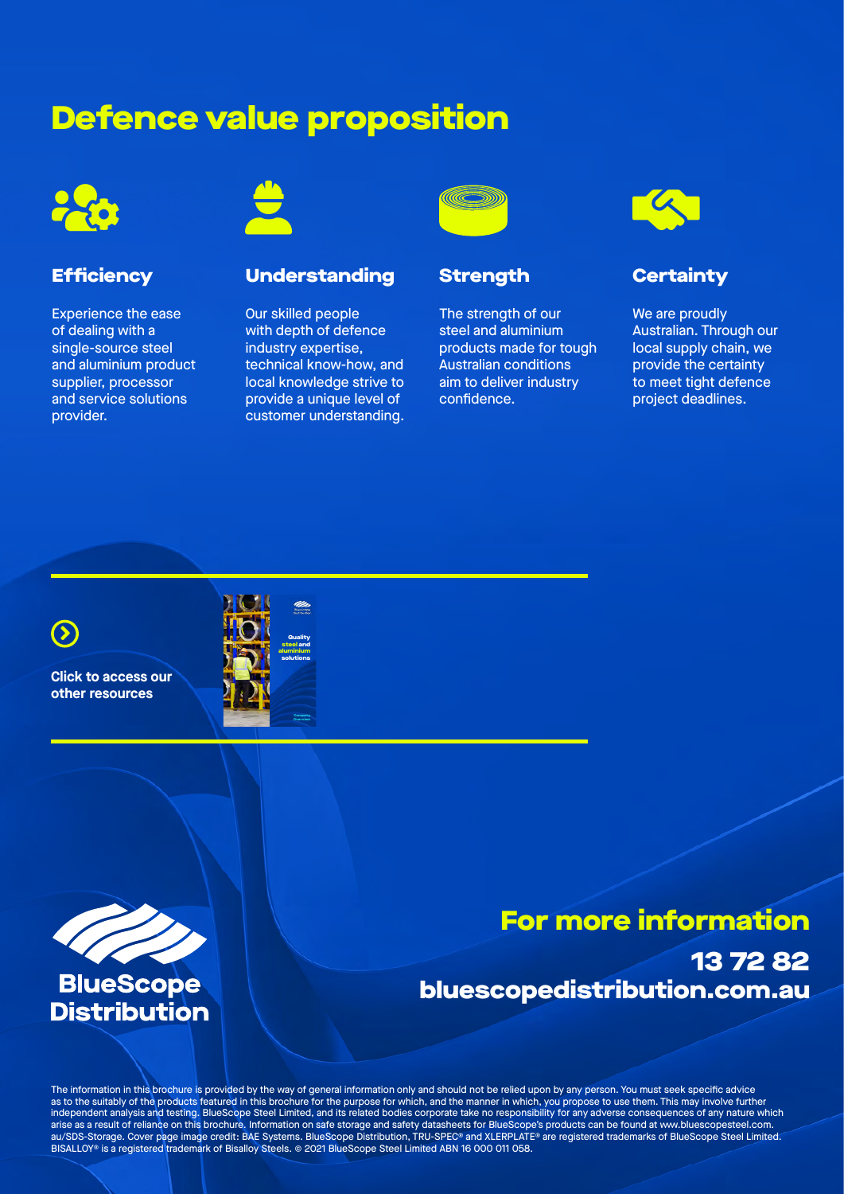# Defence value proposition

### Efficiency

Experience the ease of dealing with a single-source steel and aluminium product supplier, processor and service solutions provider.

### Understanding

Our skilled people with depth of defence industry expertise, technical know-how, and local knowledge strive to provide a unique level of customer understanding.

### Strength

The strength of our steel and aluminium products made for tough Australian conditions aim to deliver industry confidence.

### Certainty

We are proudly Australian. Through our local supply chain, we provide the certainty to meet tight defence project deadlines.

**Click to access our other resources**

BlueScope Distribution

## For more information

**13 72 82**

**bluescopedistribution.com.au**

The information in this brochure is provided by the way of general information only and should not be relied upon by any person. You must seek specific advice as to the suitably of the products featured in this brochure for the purpose for which, and the manner in which, you propose to use them. This may involve further independent analysis and testing. BlueScope Steel Limited, and its related bodies corporate take no responsibility for any adverse consequences of any nature which arise as a result of reliance on this brochure. Information on safe storage and safety datasheets for BlueScope's products can be found at www.bluescopesteel.com.au/SDS-Storage. Cover page image credit: BAE Systems. BlueScope Distribution, TRU-SPEC® and XLERPLATE® are registered trademarks of BlueScope Steel Limited. BISALLOY® is a registered trademark of Bisalloy Steels. © 2021 BlueScope Steel Limited ABN 16 000 011 058.